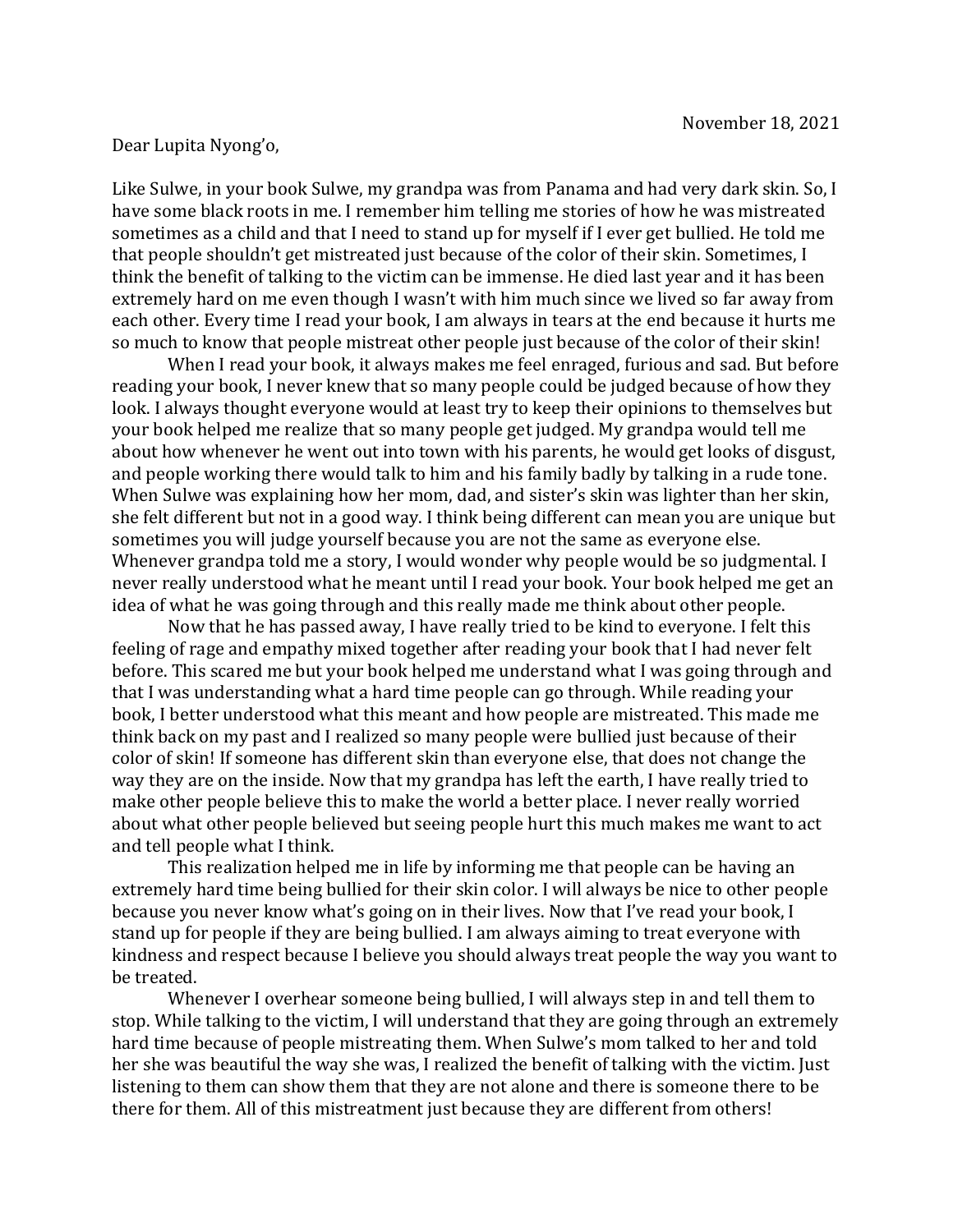November 18, 2021

Dear Lupita Nyong'o,

Like Sulwe, in your book Sulwe, my grandpa was from Panama and had very dark skin. So, I have some black roots in me. I remember him telling me stories of how he was mistreated sometimes as a child and that I need to stand up for myself if I ever get bullied. He told me that people shouldn't get mistreated just because of the color of their skin. Sometimes, I think the benefit of talking to the victim can be immense. He died last year and it has been extremely hard on me even though I wasn't with him much since we lived so far away from each other. Every time I read your book, I am always in tears at the end because it hurts me so much to know that people mistreat other people just because of the color of their skin!

When I read your book, it always makes me feel enraged, furious and sad. But before reading your book, I never knew that so many people could be judged because of how they look. I always thought everyone would at least try to keep their opinions to themselves but your book helped me realize that so many people get judged. My grandpa would tell me about how whenever he went out into town with his parents, he would get looks of disgust, and people working there would talk to him and his family badly by talking in a rude tone. When Sulwe was explaining how her mom, dad, and sister's skin was lighter than her skin, she felt different but not in a good way. I think being different can mean you are unique but sometimes you will judge yourself because you are not the same as everyone else. Whenever grandpa told me a story, I would wonder why people would be so judgmental. I never really understood what he meant until I read your book. Your book helped me get an idea of what he was going through and this really made me think about other people.

Now that he has passed away, I have really tried to be kind to everyone. I felt this feeling of rage and empathy mixed together after reading your book that I had never felt before. This scared me but your book helped me understand what I was going through and that I was understanding what a hard time people can go through. While reading your book, I better understood what this meant and how people are mistreated. This made me think back on my past and I realized so many people were bullied just because of their color of skin! If someone has different skin than everyone else, that does not change the way they are on the inside. Now that my grandpa has left the earth, I have really tried to make other people believe this to make the world a better place. I never really worried about what other people believed but seeing people hurt this much makes me want to act and tell people what I think.

This realization helped me in life by informing me that people can be having an extremely hard time being bullied for their skin color. I will always be nice to other people because you never know what's going on in their lives. Now that I've read your book, I stand up for people if they are being bullied. I am always aiming to treat everyone with kindness and respect because I believe you should always treat people the way you want to be treated.

Whenever I overhear someone being bullied, I will always step in and tell them to stop. While talking to the victim, I will understand that they are going through an extremely hard time because of people mistreating them. When Sulwe's mom talked to her and told her she was beautiful the way she was, I realized the benefit of talking with the victim. Just listening to them can show them that they are not alone and there is someone there to be there for them. All of this mistreatment just because they are different from others!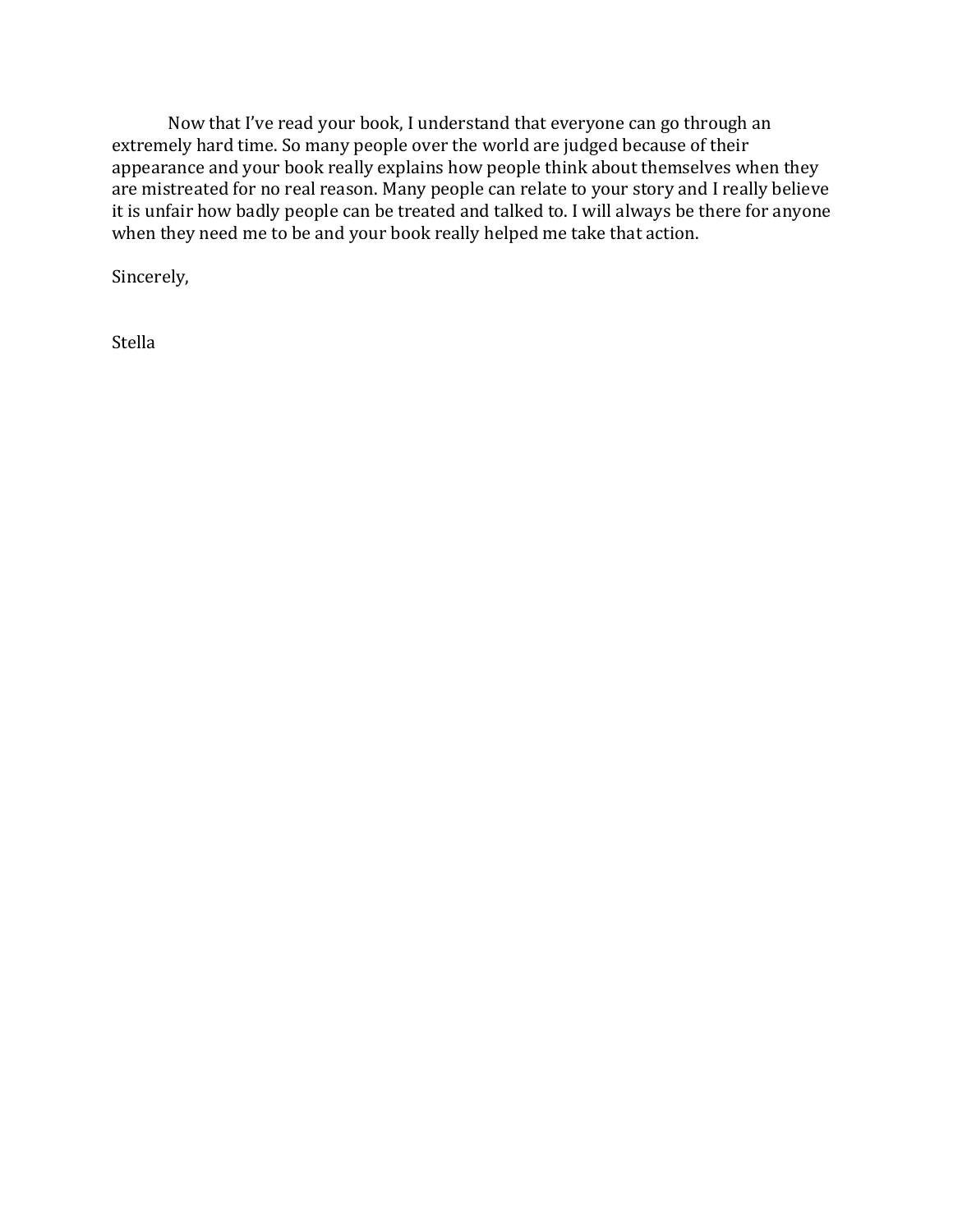Now that I've read your book, I understand that everyone can go through an extremely hard time. So many people over the world are judged because of their appearance and your book really explains how people think about themselves when they are mistreated for no real reason. Many people can relate to your story and I really believe it is unfair how badly people can be treated and talked to. I will always be there for anyone when they need me to be and your book really helped me take that action.

Sincerely,

Stella